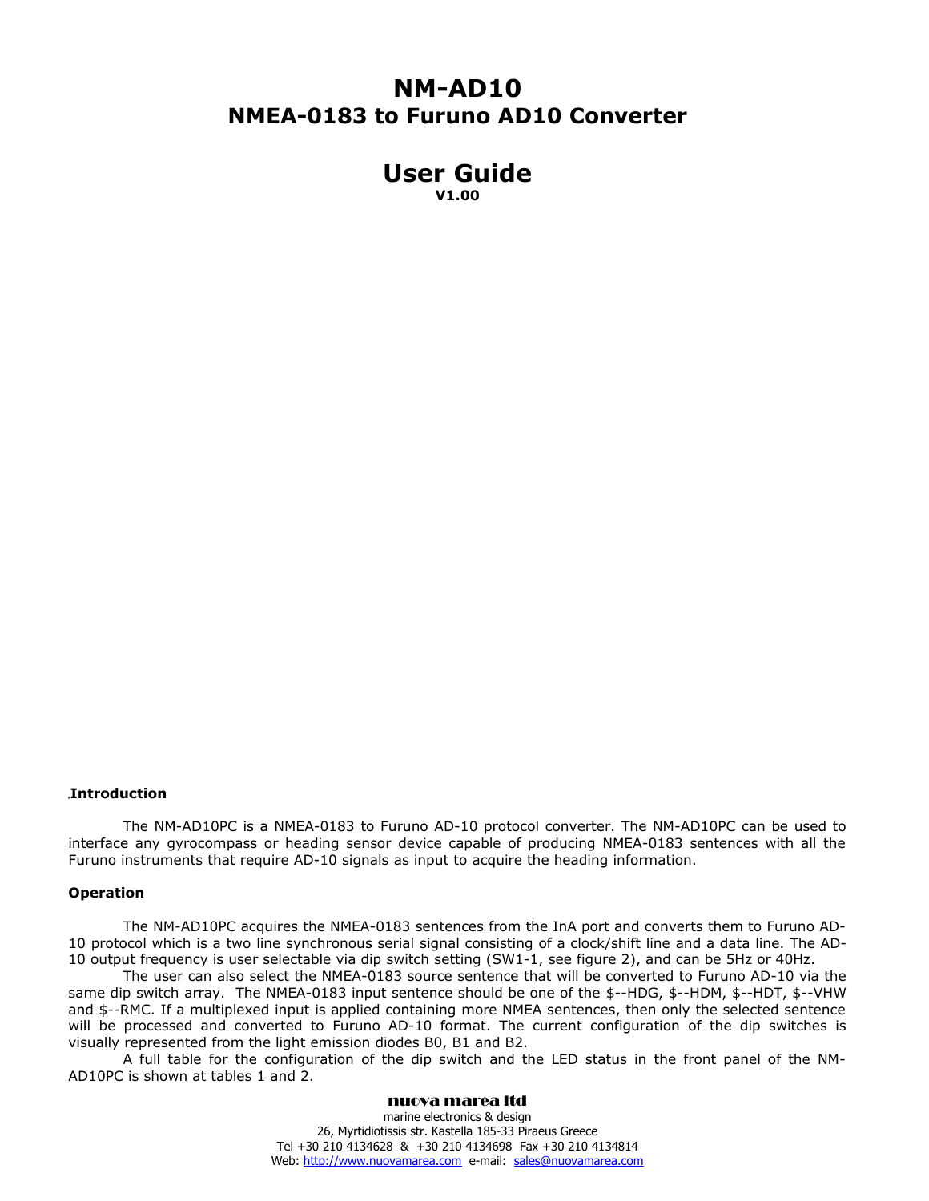# NM-AD10

## NMEA-0183 to Furuno AD10 Converter

# User Guide

**V1.00**

### Introduction

The NM-AD10PC is a NMEA-0183 to Furuno AD-10 protocol converter. The NM-AD10PC can be used to interface any gyrocompass or heading sensor device capable of producing NMEA-0183 sentences with all the Furuno instruments that require AD-10 signals as input to acquire the heading information.

### Operation

The NM-AD10PC acquires the NMEA-0183 sentences from the InA port and converts them to Furuno AD-10 protocol which is a two line synchronous serial signal consisting of a clock/shift line and a data line. The AD-10 output frequency is user selectable via dip switch setting (SW1-1, see figure 2), and can be 5Hz or 40Hz.

The user can also select the NMEA-0183 source sentence that will be converted to Furuno AD-10 via the same dip switch array. The NMEA-0183 input sentence should be one of the $--HDG, $--HDM, $--HDT, $--VHW and $--RMC. If a multiplexed input is applied containing more NMEA sentences, then only the selected sentence will be processed and converted to Furuno AD-10 format. The current configuration of the dip switches is visually represented from the light emission diodes B0, B1 and B2.

A full table for the configuration of the dip switch and the LED status in the front panel of the NM-AD10PC is shown at tables 1 and 2.

**nuova marea ltd**
marine electronics & design
26, Myrtidiotissis str. Kastella 185-33 Piraeus Greece
Tel +30 210 4134628 & +30 210 4134698 Fax +30 210 4134814
Web: http://www.nuovamarea.com e-mail: sales@nuovamarea.com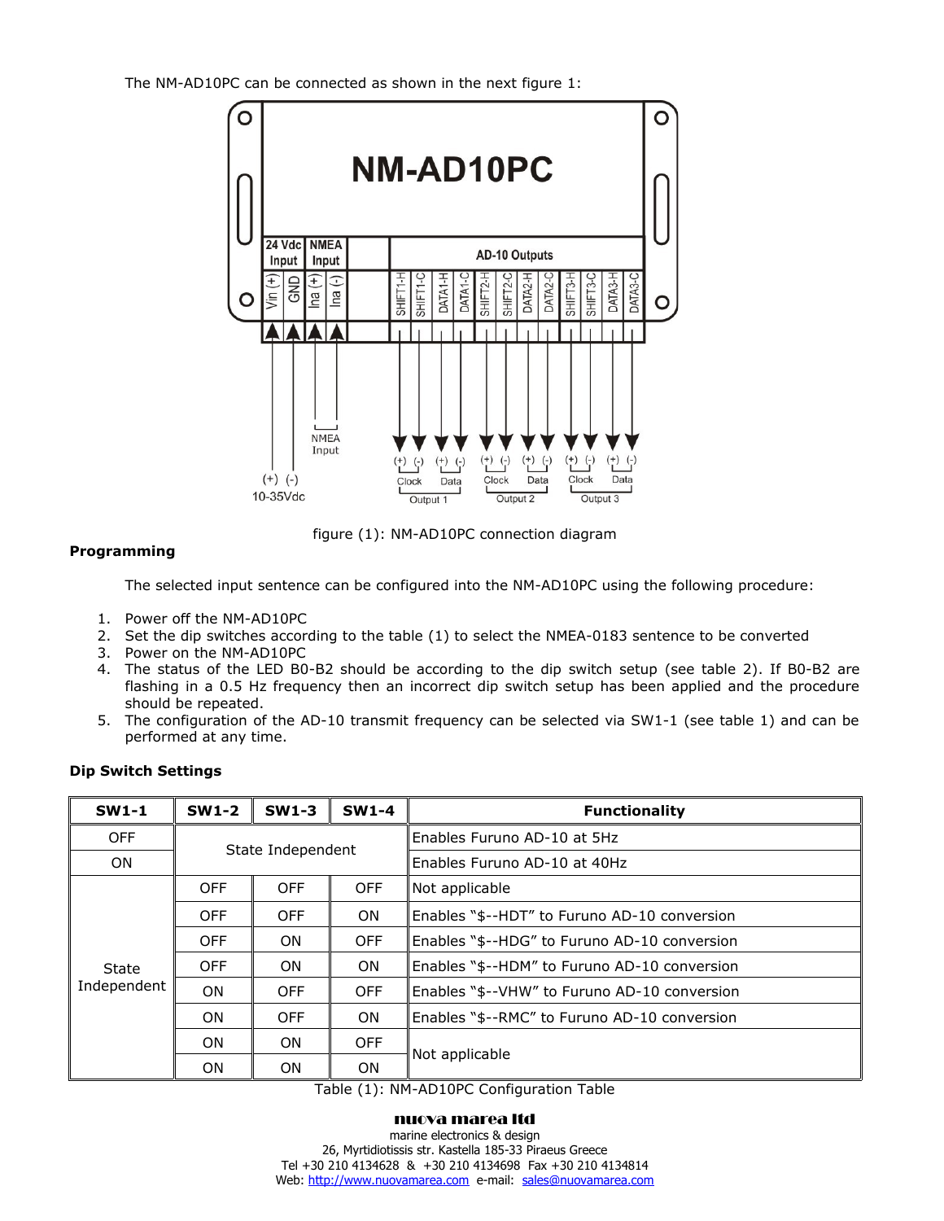The NM-AD10PC can be connected as shown in the next figure 1:

figure (1): NM-AD10PC connection diagram

**Programming**

The selected input sentence can be configured into the NM-AD10PC using the following procedure:

1. Power off the NM-AD10PC
2. Set the dip switches according to the table (1) to select the NMEA-0183 sentence to be converted
3. Power on the NM-AD10PC
4. The status of the LED B0-B2 should be according to the dip switch setup (see table 2). If B0-B2 are flashing in a 0.5 Hz frequency then an incorrect dip switch setup has been applied and the procedure should be repeated.
5. The configuration of the AD-10 transmit frequency can be selected via SW1-1 (see table 1) and can be performed at any time.

**Dip Switch Settings**

| SW1-1 | SW1-2 | SW1-3 | SW1-4 | Functionality |
|---|---|---|---|---|
| OFF | State Independent | | | Enables Furuno AD-10 at 5Hz |
| ON | | | | Enables Furuno AD-10 at 40Hz |
| State Independent | OFF | OFF | OFF | Not applicable |
| | OFF | OFF | ON | Enables "$--HDT" to Furuno AD-10 conversion |
| | OFF | ON | OFF | Enables "$--HDG" to Furuno AD-10 conversion |
| | OFF | ON | ON | Enables "$--HDM" to Furuno AD-10 conversion |
| | ON | OFF | OFF | Enables "$--VHW" to Furuno AD-10 conversion |
| | ON | OFF | ON | Enables "$--RMC" to Furuno AD-10 conversion |
| | ON | ON | OFF | Not applicable |
| | ON | ON | ON | |

Table (1): NM-AD10PC Configuration Table

**nuova marea ltd**
marine electronics & design
26, Myrtidiotissis str. Kastella 185-33 Piraeus Greece
Tel +30 210 4134628 & +30 210 4134698 Fax +30 210 4134814
Web: http://www.nuovamarea.com e-mail: sales@nuovamarea.com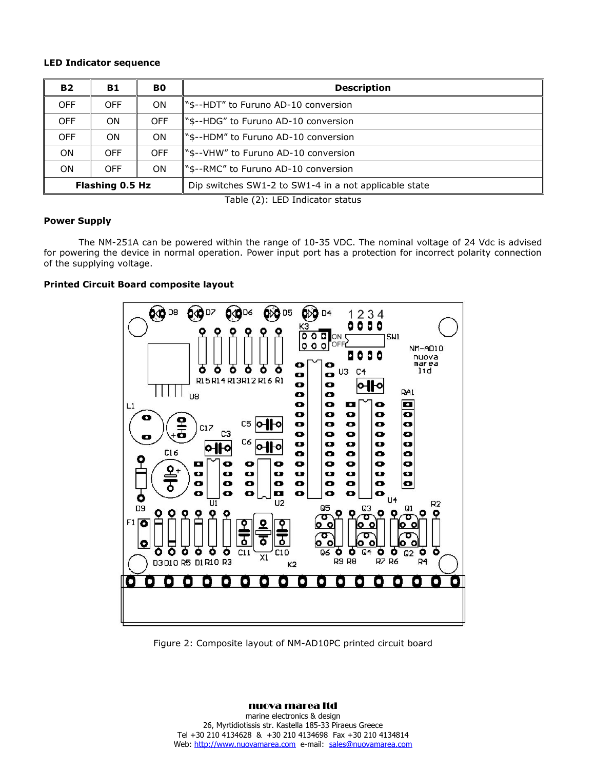**LED Indicator sequence**

| B2 | B1 | B0 | Description |
|---|---|---|---|
| OFF | OFF | ON | "$--HDT" to Furuno AD-10 conversion |
| OFF | ON | OFF | "$--HDG" to Furuno AD-10 conversion |
| OFF | ON | ON | "$--HDM" to Furuno AD-10 conversion |
| ON | OFF | OFF | "$--VHW" to Furuno AD-10 conversion |
| ON | OFF | ON | "$--RMC" to Furuno AD-10 conversion |
| **Flashing 0.5 Hz** | | | Dip switches SW1-2 to SW1-4 in a not applicable state |

Table (2): LED Indicator status

**Power Supply**

The NM-251A can be powered within the range of 10-35 VDC. The nominal voltage of 24 Vdc is advised for powering the device in normal operation. Power input port has a protection for incorrect polarity connection of the supplying voltage.

**Printed Circuit Board composite layout**

Figure 2: Composite layout of NM-AD10PC printed circuit board

**nuova marea ltd**
marine electronics & design
26, Myrtidiotissis str. Kastella 185-33 Piraeus Greece
Tel +30 210 4134628 & +30 210 4134698 Fax +30 210 4134814
Web: http://www.nuovamarea.com e-mail: sales@nuovamarea.com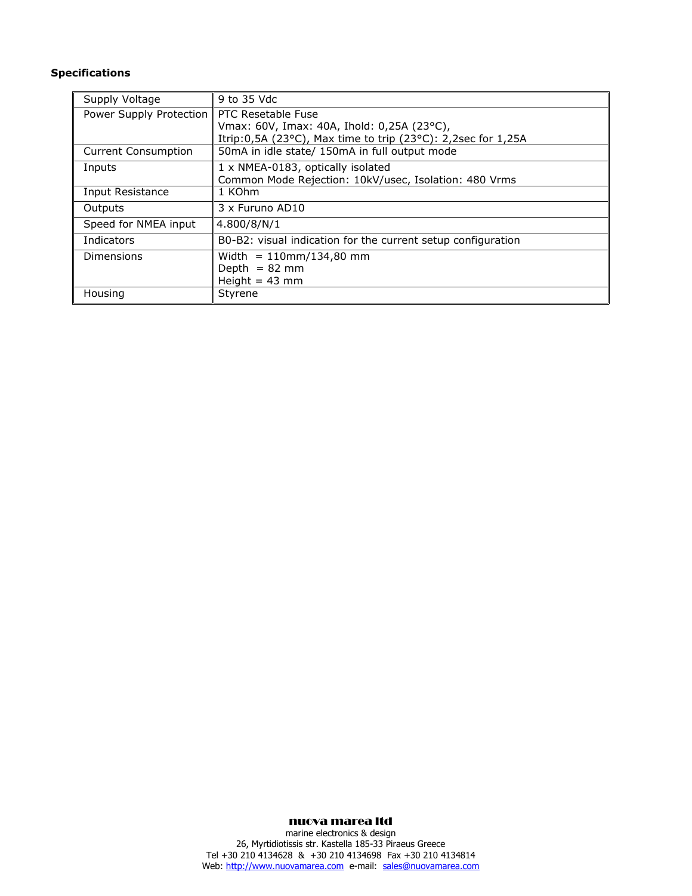**Specifications**

| | |
|---|---|
| Supply Voltage | 9 to 35 Vdc |
| Power Supply Protection | PTC Resetable Fuse<br>Vmax: 60V, Imax: 40A, Ihold: 0,25A (23°C),<br>Itrip:0,5A (23°C), Max time to trip (23°C): 2,2sec for 1,25A |
| Current Consumption | 50mA in idle state/ 150mA in full output mode |
| Inputs | 1 x NMEA-0183, optically isolated<br>Common Mode Rejection: 10kV/usec, Isolation: 480 Vrms |
| Input Resistance | 1 KOhm |
| Outputs | 3 x Furuno AD10 |
| Speed for NMEA input | 4.800/8/N/1 |
| Indicators | B0-B2: visual indication for the current setup configuration |
| Dimensions | Width = 110mm/134,80 mm<br>Depth = 82 mm<br>Height = 43 mm |
| Housing | Styrene |

**nuova marea ltd**
marine electronics & design
26, Myrtidiotissis str. Kastella 185-33 Piraeus Greece
Tel +30 210 4134628 & +30 210 4134698 Fax +30 210 4134814
Web: http://www.nuovamarea.com e-mail: sales@nuovamarea.com